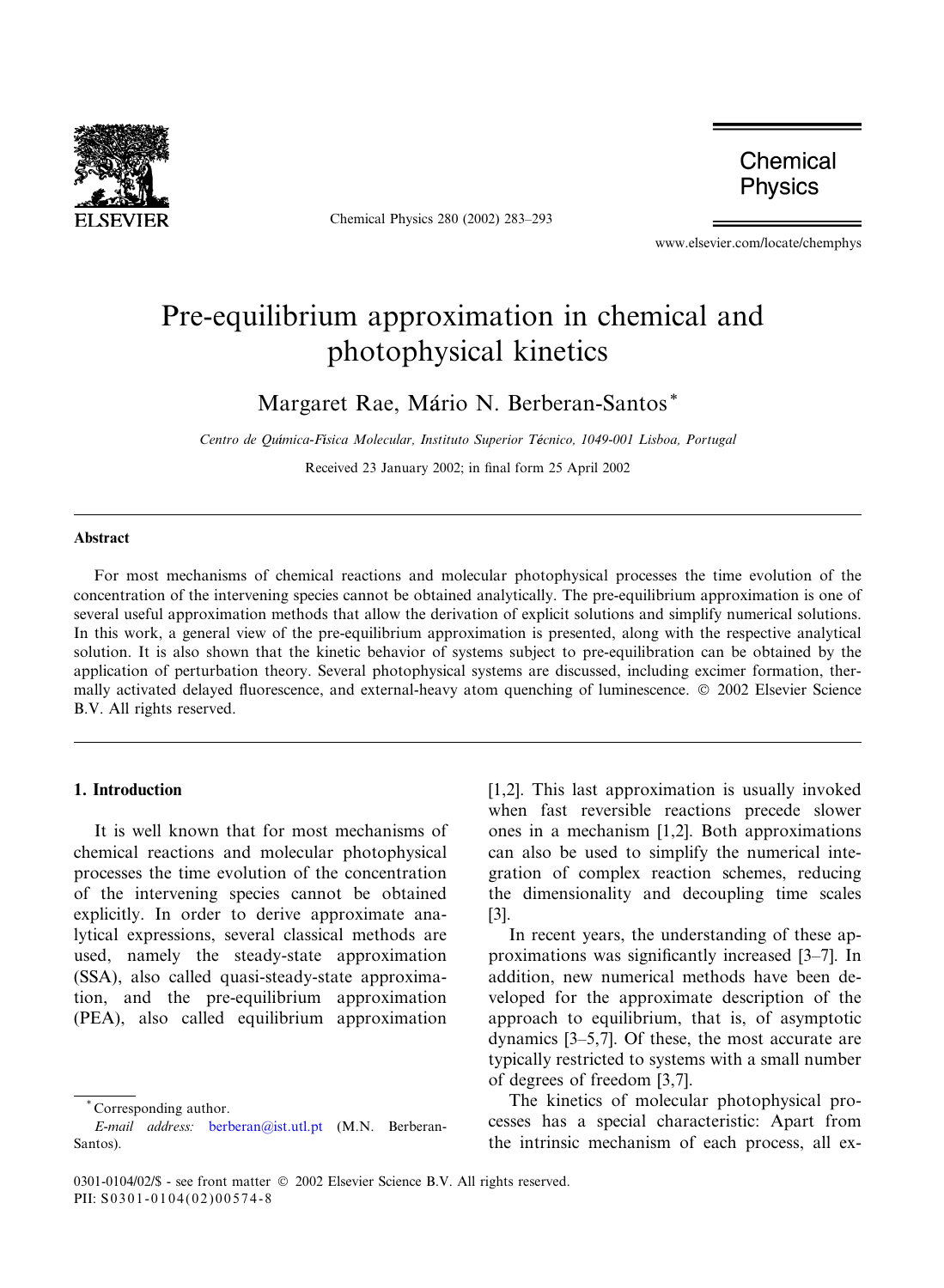# Pre-equilibrium approximation in chemical and photophysical kinetics

Margaret Rae, Mário N. Berberan-Santos *

*Centro de Química-Física Molecular, Instituto Superior Técnico, 1049-001 Lisboa, Portugal*

Received 23 January 2002; in final form 25 April 2002

## Abstract

For most mechanisms of chemical reactions and molecular photophysical processes the time evolution of the concentration of the intervening species cannot be obtained analytically. The pre-equilibrium approximation is one of several useful approximation methods that allow the derivation of explicit solutions and simplify numerical solutions. In this work, a general view of the pre-equilibrium approximation is presented, along with the respective analytical solution. It is also shown that the kinetic behavior of systems subject to pre-equilibration can be obtained by the application of perturbation theory. Several photophysical systems are discussed, including excimer formation, thermally activated delayed fluorescence, and external-heavy atom quenching of luminescence. © 2002 Elsevier Science B.V. All rights reserved.

## 1. Introduction

It is well known that for most mechanisms of chemical reactions and molecular photophysical processes the time evolution of the concentration of the intervening species cannot be obtained explicitly. In order to derive approximate analytical expressions, several classical methods are used, namely the steady-state approximation (SSA), also called quasi-steady-state approximation, and the pre-equilibrium approximation (PEA), also called equilibrium approximation [1,2]. This last approximation is usually invoked when fast reversible reactions precede slower ones in a mechanism [1,2]. Both approximations can also be used to simplify the numerical integration of complex reaction schemes, reducing the dimensionality and decoupling time scales [3].

In recent years, the understanding of these approximations was significantly increased [3–7]. In addition, new numerical methods have been developed for the approximate description of the approach to equilibrium, that is, of asymptotic dynamics [3–5,7]. Of these, the most accurate are typically restricted to systems with a small number of degrees of freedom [3,7].

The kinetics of molecular photophysical processes has a special characteristic: Apart from the intrinsic mechanism of each process, all ex-

---

* Corresponding author.
*E-mail address:* berberan@ist.utl.pt (M.N. Berberan-Santos).

0301-0104/02/$ - see front matter © 2002 Elsevier Science B.V. All rights reserved.
PII: S0301-0104(02)00574-8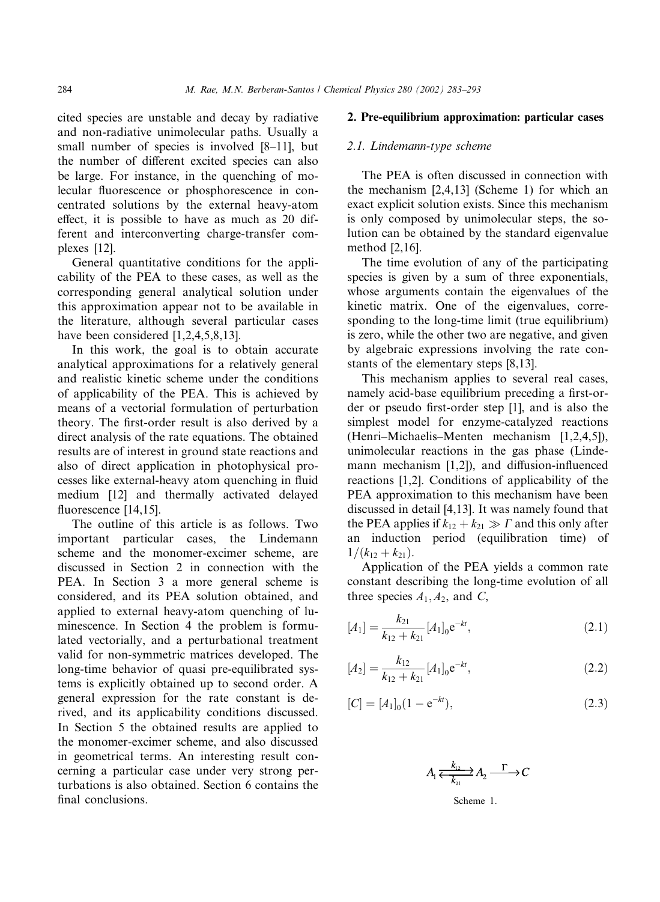cited species are unstable and decay by radiative and non-radiative unimolecular paths. Usually a small number of species is involved [8–11], but the number of different excited species can also be large. For instance, in the quenching of molecular fluorescence or phosphorescence in concentrated solutions by the external heavy-atom effect, it is possible to have as much as 20 different and interconverting charge-transfer complexes [12].

General quantitative conditions for the applicability of the PEA to these cases, as well as the corresponding general analytical solution under this approximation appear not to be available in the literature, although several particular cases have been considered [1,2,4,5,8,13].

In this work, the goal is to obtain accurate analytical approximations for a relatively general and realistic kinetic scheme under the conditions of applicability of the PEA. This is achieved by means of a vectorial formulation of perturbation theory. The first-order result is also derived by a direct analysis of the rate equations. The obtained results are of interest in ground state reactions and also of direct application in photophysical processes like external-heavy atom quenching in fluid medium [12] and thermally activated delayed fluorescence [14,15].

The outline of this article is as follows. Two important particular cases, the Lindemann scheme and the monomer-excimer scheme, are discussed in Section 2 in connection with the PEA. In Section 3 a more general scheme is considered, and its PEA solution obtained, and applied to external heavy-atom quenching of luminescence. In Section 4 the problem is formulated vectorially, and a perturbational treatment valid for non-symmetric matrices developed. The long-time behavior of quasi pre-equilibrated systems is explicitly obtained up to second order. A general expression for the rate constant is derived, and its applicability conditions discussed. In Section 5 the obtained results are applied to the monomer-excimer scheme, and also discussed in geometrical terms. An interesting result concerning a particular case under very strong perturbations is also obtained. Section 6 contains the final conclusions.

## 2. Pre-equilibrium approximation: particular cases

### 2.1. Lindemann-type scheme

The PEA is often discussed in connection with the mechanism [2,4,13] (Scheme 1) for which an exact explicit solution exists. Since this mechanism is only composed by unimolecular steps, the solution can be obtained by the standard eigenvalue method [2,16].

The time evolution of any of the participating species is given by a sum of three exponentials, whose arguments contain the eigenvalues of the kinetic matrix. One of the eigenvalues, corresponding to the long-time limit (true equilibrium) is zero, while the other two are negative, and given by algebraic expressions involving the rate constants of the elementary steps [8,13].

This mechanism applies to several real cases, namely acid-base equilibrium preceding a first-order or pseudo first-order step [1], and is also the simplest model for enzyme-catalyzed reactions (Henri–Michaelis–Menten mechanism [1,2,4,5]), unimolecular reactions in the gas phase (Lindemann mechanism [1,2]), and diffusion-influenced reactions [1,2]. Conditions of applicability of the PEA approximation to this mechanism have been discussed in detail [4,13]. It was namely found that the PEA applies if $k_{12} + k_{21} \gg \Gamma$ and this only after an induction period (equilibration time) of $1/(k_{12} + k_{21})$.

Application of the PEA yields a common rate constant describing the long-time evolution of all three species $A_1, A_2$, and $C$,

$$[A_1] = \frac{k_{21}}{k_{12} + k_{21}} [A_1]_0 \mathrm{e}^{-kt}, \tag{2.1}$$

$$[A_2] = \frac{k_{12}}{k_{12} + k_{21}} [A_1]_0 \mathrm{e}^{-kt}, \tag{2.2}$$

$$[C] = [A_1]_0 (1 - \mathrm{e}^{-kt}), \tag{2.3}$$

$$A_1 \underset{k_{21}}{\overset{k_{12}}{\rightleftharpoons}} A_2 \xrightarrow{\Gamma} C$$

Scheme 1.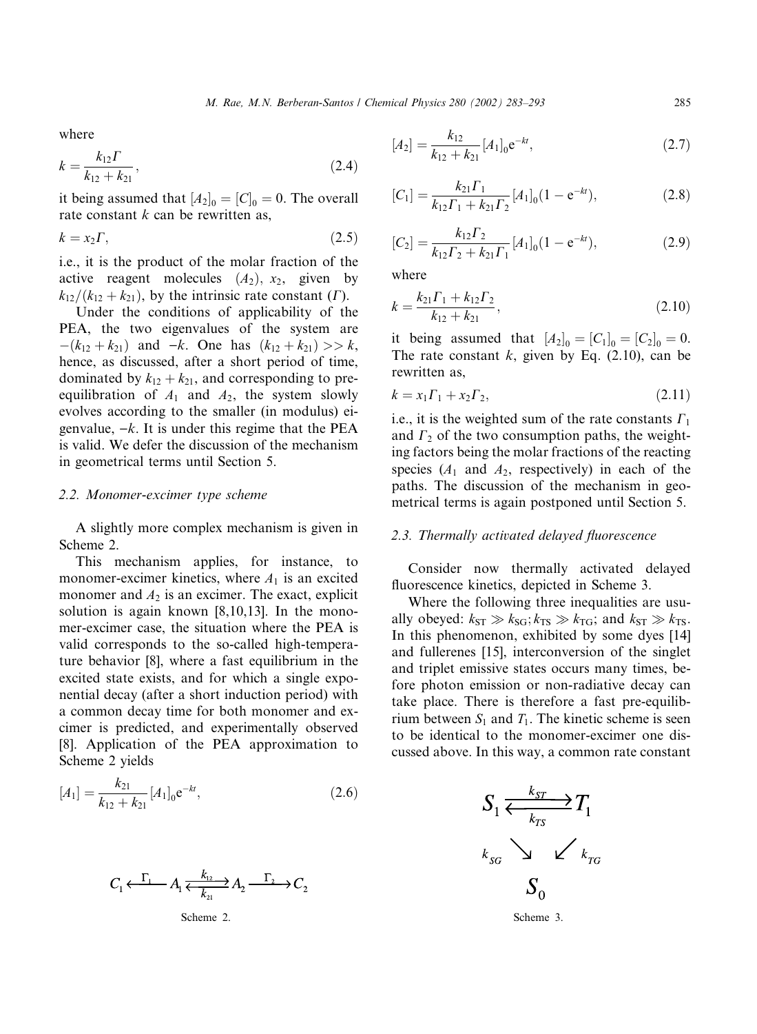where

$$k = \frac{k_{12}\Gamma}{k_{12} + k_{21}}, \tag{2.4}$$

it being assumed that $[A_2]_0 = [C]_0 = 0$. The overall rate constant $k$ can be rewritten as,

$$k = x_2\Gamma, \tag{2.5}$$

i.e., it is the product of the molar fraction of the active reagent molecules ($A_2$), $x_2$, given by $k_{12}/(k_{12} + k_{21})$, by the intrinsic rate constant ($\Gamma$).

Under the conditions of applicability of the PEA, the two eigenvalues of the system are $-(k_{12} + k_{21})$ and $-k$. One has $(k_{12} + k_{21}) >> k$, hence, as discussed, after a short period of time, dominated by $k_{12} + k_{21}$, and corresponding to pre-equilibration of $A_1$ and $A_2$, the system slowly evolves according to the smaller (in modulus) eigenvalue, $-k$. It is under this regime that the PEA is valid. We defer the discussion of the mechanism in geometrical terms until Section 5.

### 2.2. Monomer-excimer type scheme

A slightly more complex mechanism is given in Scheme 2.

This mechanism applies, for instance, to monomer-excimer kinetics, where $A_1$ is an excited monomer and $A_2$ is an excimer. The exact, explicit solution is again known [8,10,13]. In the monomer-excimer case, the situation where the PEA is valid corresponds to the so-called high-temperature behavior [8], where a fast equilibrium in the excited state exists, and for which a single exponential decay (after a short induction period) with a common decay time for both monomer and excimer is predicted, and experimentally observed [8]. Application of the PEA approximation to Scheme 2 yields

$$[A_1] = \frac{k_{21}}{k_{12} + k_{21}}[A_1]_0 e^{-kt}, \tag{2.6}$$

$$C_1 \xleftarrow{\Gamma_1} A_1 \underset{k_{21}}{\overset{k_{12}}{\rightleftarrows}} A_2 \xrightarrow{\Gamma_2} C_2$$

Scheme 2.

$$[A_2] = \frac{k_{12}}{k_{12} + k_{21}}[A_1]_0 e^{-kt}, \tag{2.7}$$

$$[C_1] = \frac{k_{21}\Gamma_1}{k_{12}\Gamma_1 + k_{21}\Gamma_2}[A_1]_0(1 - e^{-kt}), \tag{2.8}$$

$$[C_2] = \frac{k_{12}\Gamma_2}{k_{12}\Gamma_2 + k_{21}\Gamma_1}[A_1]_0(1 - e^{-kt}), \tag{2.9}$$

where

$$k = \frac{k_{21}\Gamma_1 + k_{12}\Gamma_2}{k_{12} + k_{21}}, \tag{2.10}$$

it being assumed that $[A_2]_0 = [C_1]_0 = [C_2]_0 = 0$. The rate constant $k$, given by Eq. (2.10), can be rewritten as,

$$k = x_1\Gamma_1 + x_2\Gamma_2, \tag{2.11}$$

i.e., it is the weighted sum of the rate constants $\Gamma_1$ and $\Gamma_2$ of the two consumption paths, the weighting factors being the molar fractions of the reacting species ($A_1$ and $A_2$, respectively) in each of the paths. The discussion of the mechanism in geometrical terms is again postponed until Section 5.

### 2.3. Thermally activated delayed fluorescence

Consider now thermally activated delayed fluorescence kinetics, depicted in Scheme 3.

Where the following three inequalities are usually obeyed: $k_{ST} \gg k_{SG}$; $k_{TS} \gg k_{TG}$; and $k_{ST} \gg k_{TS}$. In this phenomenon, exhibited by some dyes [14] and fullerenes [15], interconversion of the singlet and triplet emissive states occurs many times, before photon emission or non-radiative decay can take place. There is therefore a fast pre-equilibrium between $S_1$ and $T_1$. The kinetic scheme is seen to be identical to the monomer-excimer one discussed above. In this way, a common rate constant

$$S_1 \underset{k_{TS}}{\overset{k_{ST}}{\rightleftarrows}} T_1$$

$$k_{SG} \searrow \quad \swarrow k_{TG}$$

$$S_0$$

Scheme 3.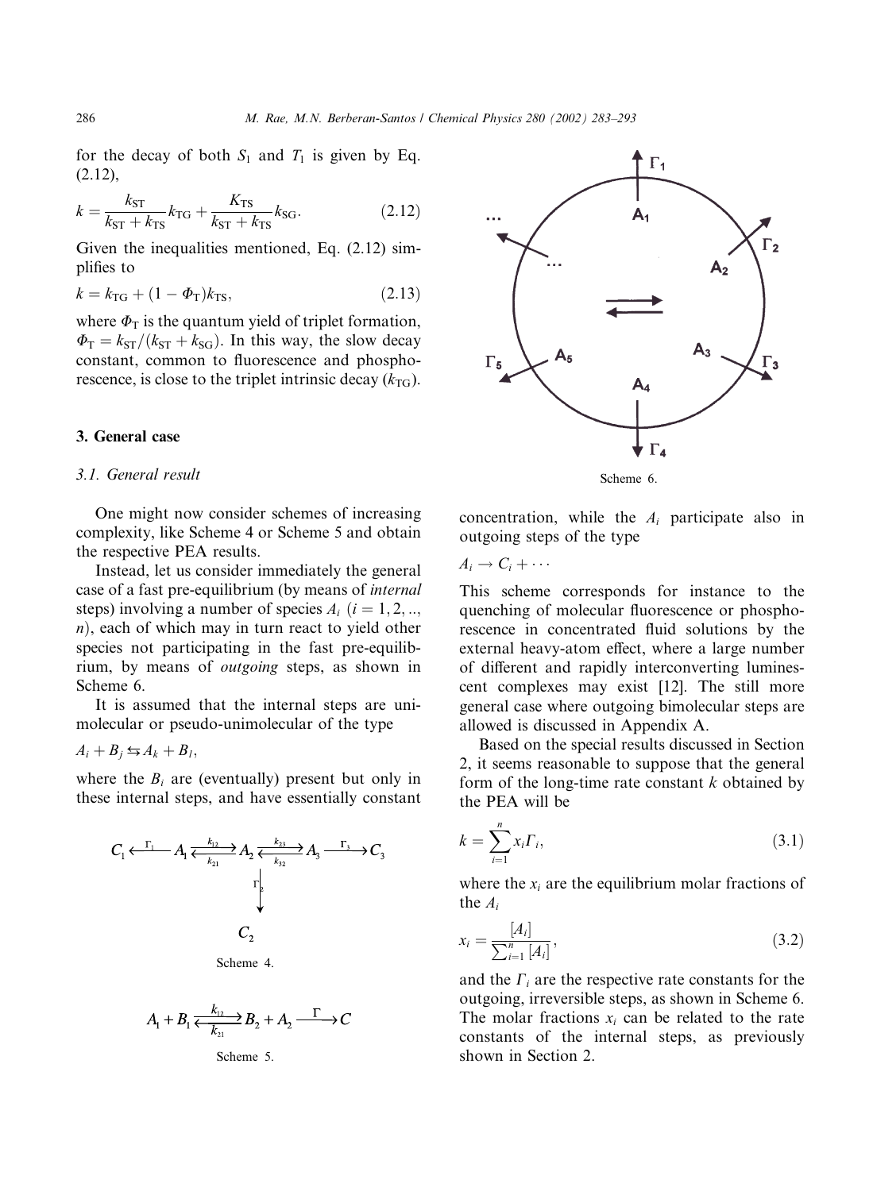for the decay of both $S_1$ and $T_1$ is given by Eq. (2.12),

$$k = \frac{k_{ST}}{k_{ST} + k_{TS}} k_{TG} + \frac{K_{TS}}{k_{ST} + k_{TS}} k_{SG}. \tag{2.12}$$

Given the inequalities mentioned, Eq. (2.12) simplifies to

$$k = k_{TG} + (1 - \Phi_T) k_{TS}, \tag{2.13}$$

where $\Phi_T$ is the quantum yield of triplet formation, $\Phi_T = k_{ST}/(k_{ST} + k_{SG})$. In this way, the slow decay constant, common to fluorescence and phosphorescence, is close to the triplet intrinsic decay ($k_{TG}$).

## 3. General case

### 3.1. General result

One might now consider schemes of increasing complexity, like Scheme 4 or Scheme 5 and obtain the respective PEA results.

Instead, let us consider immediately the general case of a fast pre-equilibrium (by means of *internal* steps) involving a number of species $A_i$ ($i = 1, 2, .., n$), each of which may in turn react to yield other species not participating in the fast pre-equilibrium, by means of *outgoing* steps, as shown in Scheme 6.

It is assumed that the internal steps are unimolecular or pseudo-unimolecular of the type

$$A_i + B_j \leftrightarrows A_k + B_l,$$

where the $B_i$ are (eventually) present but only in these internal steps, and have essentially constant concentration, while the $A_i$ participate also in outgoing steps of the type

$$A_i \rightarrow C_i + \cdots$$

$$C_1 \xleftarrow{\Gamma_1} A_1 \underset{k_{21}}{\overset{k_{12}}{\rightleftarrows}} A_2 \underset{k_{32}}{\overset{k_{23}}{\rightleftarrows}} A_3 \xrightarrow{\Gamma_3} C_3, \quad A_2 \xrightarrow{\Gamma_2} C_2$$

Scheme 4.

$$A_1 + B_1 \underset{k_{21}}{\overset{k_{12}}{\rightleftarrows}} B_2 + A_2 \xrightarrow{\Gamma} C$$

Scheme 5.

Scheme 6.

This scheme corresponds for instance to the quenching of molecular fluorescence or phosphorescence in concentrated fluid solutions by the external heavy-atom effect, where a large number of different and rapidly interconverting luminescent complexes may exist [12]. The still more general case where outgoing bimolecular steps are allowed is discussed in Appendix A.

Based on the special results discussed in Section 2, it seems reasonable to suppose that the general form of the long-time rate constant $k$ obtained by the PEA will be

$$k = \sum_{i=1}^{n} x_i \Gamma_i, \tag{3.1}$$

where the $x_i$ are the equilibrium molar fractions of the $A_i$

$$x_i = \frac{[A_i]}{\sum_{i=1}^{n} [A_i]}, \tag{3.2}$$

and the $\Gamma_i$ are the respective rate constants for the outgoing, irreversible steps, as shown in Scheme 6. The molar fractions $x_i$ can be related to the rate constants of the internal steps, as previously shown in Section 2.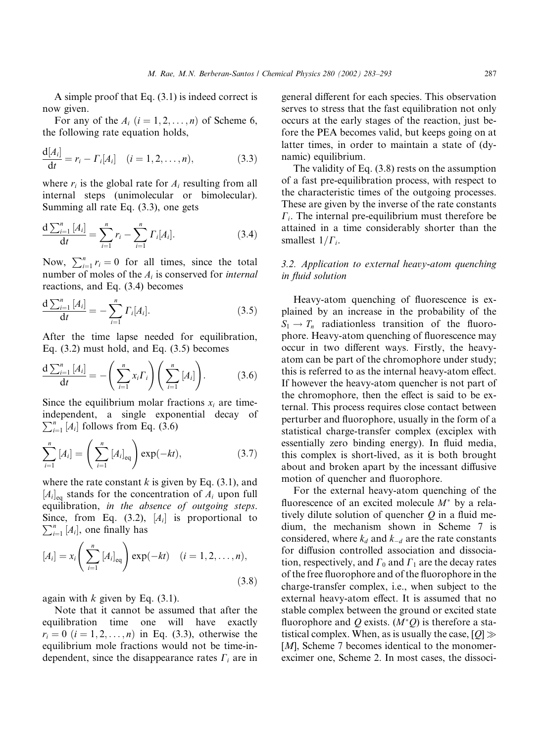A simple proof that Eq. (3.1) is indeed correct is now given.

For any of the $A_i$ $(i = 1, 2, \ldots, n)$ of Scheme 6, the following rate equation holds,

$$\frac{\mathrm{d}[A_i]}{\mathrm{d}t} = r_i - \Gamma_i[A_i] \quad (i = 1, 2, \ldots, n), \tag{3.3}$$

where $r_i$ is the global rate for $A_i$ resulting from all internal steps (unimolecular or bimolecular). Summing all rate Eq. (3.3), one gets

$$\frac{\mathrm{d}\sum_{i=1}^{n}[A_i]}{\mathrm{d}t} = \sum_{i=1}^{n} r_i - \sum_{i=1}^{n} \Gamma_i[A_i]. \tag{3.4}$$

Now, $\sum_{i=1}^{n} r_i = 0$ for all times, since the total number of moles of the $A_i$ is conserved for *internal* reactions, and Eq. (3.4) becomes

$$\frac{\mathrm{d}\sum_{i=1}^{n}[A_i]}{\mathrm{d}t} = -\sum_{i=1}^{n} \Gamma_i[A_i]. \tag{3.5}$$

After the time lapse needed for equilibration, Eq. (3.2) must hold, and Eq. (3.5) becomes

$$\frac{\mathrm{d}\sum_{i=1}^{n}[A_i]}{\mathrm{d}t} = -\left(\sum_{i=1}^{n} x_i \Gamma_i\right)\left(\sum_{i=1}^{n}[A_i]\right). \tag{3.6}$$

Since the equilibrium molar fractions $x_i$ are time-independent, a single exponential decay of $\sum_{i=1}^{n}[A_i]$ follows from Eq. (3.6)

$$\sum_{i=1}^{n}[A_i] = \left(\sum_{i=1}^{n}[A_i]_{\mathrm{eq}}\right)\exp(-kt), \tag{3.7}$$

where the rate constant $k$ is given by Eq. (3.1), and $[A_i]_{\mathrm{eq}}$ stands for the concentration of $A_i$ upon full equilibration, *in the absence of outgoing steps*. Since, from Eq. (3.2), $[A_i]$ is proportional to $\sum_{i=1}^{n}[A_i]$, one finally has

$$[A_i] = x_i\left(\sum_{i=1}^{n}[A_i]_{\mathrm{eq}}\right)\exp(-kt) \quad (i = 1, 2, \ldots, n), \tag{3.8}$$

again with $k$ given by Eq. (3.1).

Note that it cannot be assumed that after the equilibration time one will have exactly $r_i = 0$ $(i = 1, 2, \ldots, n)$ in Eq. (3.3), otherwise the equilibrium mole fractions would not be time-independent, since the disappearance rates $\Gamma_i$ are in general different for each species. This observation serves to stress that the fast equilibration not only occurs at the early stages of the reaction, just before the PEA becomes valid, but keeps going on at latter times, in order to maintain a state of (dynamic) equilibrium.

The validity of Eq. (3.8) rests on the assumption of a fast pre-equilibration process, with respect to the characteristic times of the outgoing processes. These are given by the inverse of the rate constants $\Gamma_i$. The internal pre-equilibrium must therefore be attained in a time considerably shorter than the smallest $1/\Gamma_i$.

### 3.2. Application to external heavy-atom quenching in fluid solution

Heavy-atom quenching of fluorescence is explained by an increase in the probability of the $S_1 \rightarrow T_n$ radiationless transition of the fluorophore. Heavy-atom quenching of fluorescence may occur in two different ways. Firstly, the heavy-atom can be part of the chromophore under study; this is referred to as the internal heavy-atom effect. If however the heavy-atom quencher is not part of the chromophore, then the effect is said to be external. This process requires close contact between perturber and fluorophore, usually in the form of a statistical charge-transfer complex (exciplex with essentially zero binding energy). In fluid media, this complex is short-lived, as it is both brought about and broken apart by the incessant diffusive motion of quencher and fluorophore.

For the external heavy-atom quenching of the fluorescence of an excited molecule $M^*$ by a relatively dilute solution of quencher $Q$ in a fluid medium, the mechanism shown in Scheme 7 is considered, where $k_d$ and $k_{-d}$ are the rate constants for diffusion controlled association and dissociation, respectively, and $\Gamma_0$ and $\Gamma_1$ are the decay rates of the free fluorophore and of the fluorophore in the charge-transfer complex, i.e., when subject to the external heavy-atom effect. It is assumed that no stable complex between the ground or excited state fluorophore and $Q$ exists. $(M^*Q)$ is therefore a statistical complex. When, as is usually the case, $[Q] \gg [M]$, Scheme 7 becomes identical to the monomer-excimer one, Scheme 2. In most cases, the dissoci-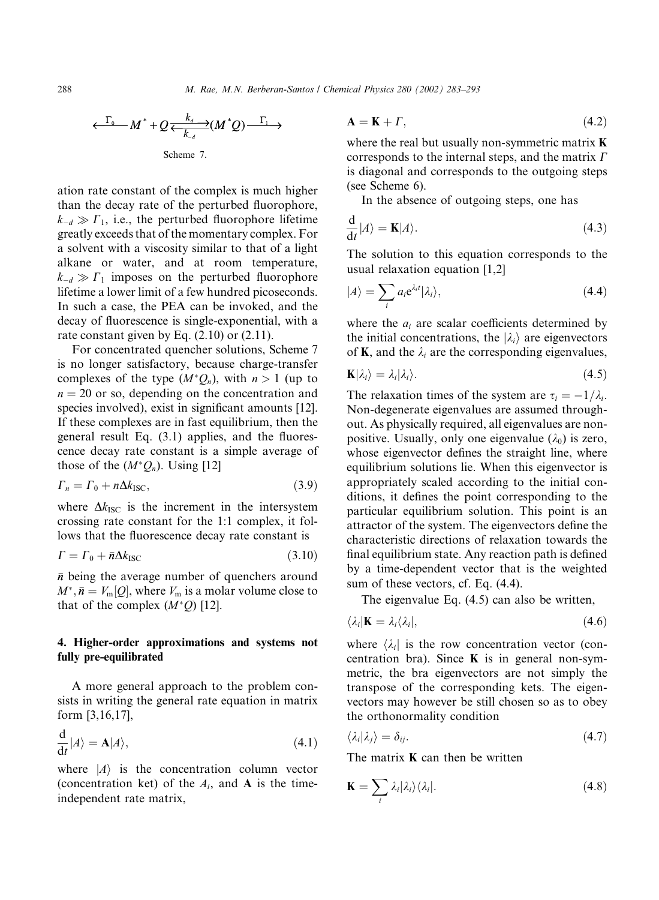$$\xleftarrow{\Gamma_0} M^* + Q \underset{k_{-d}}{\overset{k_d}{\rightleftarrows}} (M^*Q) \xrightarrow{\Gamma_1}$$

Scheme 7.

ation rate constant of the complex is much higher than the decay rate of the perturbed fluorophore, $k_{-d} \gg \Gamma_1$, i.e., the perturbed fluorophore lifetime greatly exceeds that of the momentary complex. For a solvent with a viscosity similar to that of a light alkane or water, and at room temperature, $k_{-d} \gg \Gamma_1$ imposes on the perturbed fluorophore lifetime a lower limit of a few hundred picoseconds. In such a case, the PEA can be invoked, and the decay of fluorescence is single-exponential, with a rate constant given by Eq. (2.10) or (2.11).

For concentrated quencher solutions, Scheme 7 is no longer satisfactory, because charge-transfer complexes of the type $(M^*Q_n)$, with $n > 1$ (up to $n = 20$ or so, depending on the concentration and species involved), exist in significant amounts [12]. If these complexes are in fast equilibrium, then the general result Eq. (3.1) applies, and the fluorescence decay rate constant is a simple average of those of the $(M^*Q_n)$. Using [12]

$$\Gamma_n = \Gamma_0 + n\Delta k_{\text{ISC}}, \tag{3.9}$$

where $\Delta k_{\text{ISC}}$ is the increment in the intersystem crossing rate constant for the 1:1 complex, it follows that the fluorescence decay rate constant is

$$\Gamma = \Gamma_0 + \bar{n}\Delta k_{\text{ISC}} \tag{3.10}$$

$\bar{n}$ being the average number of quenchers around $M^*$, $\bar{n} = V_m[Q]$, where $V_m$ is a molar volume close to that of the complex $(M^*Q)$ [12].

## 4. Higher-order approximations and systems not fully pre-equilibrated

A more general approach to the problem consists in writing the general rate equation in matrix form [3,16,17],

$$\frac{\mathrm{d}}{\mathrm{d}t}|A\rangle = \mathbf{A}|A\rangle, \tag{4.1}$$

where $|A\rangle$ is the concentration column vector (concentration ket) of the $A_i$, and $\mathbf{A}$ is the time-independent rate matrix,

$$\mathbf{A} = \mathbf{K} + \Gamma, \tag{4.2}$$

where the real but usually non-symmetric matrix $\mathbf{K}$ corresponds to the internal steps, and the matrix $\Gamma$ is diagonal and corresponds to the outgoing steps (see Scheme 6).

In the absence of outgoing steps, one has

$$\frac{\mathrm{d}}{\mathrm{d}t}|A\rangle = \mathbf{K}|A\rangle. \tag{4.3}$$

The solution to this equation corresponds to the usual relaxation equation [1,2]

$$|A\rangle = \sum_i a_i e^{\lambda_i t}|\lambda_i\rangle, \tag{4.4}$$

where the $a_i$ are scalar coefficients determined by the initial concentrations, the $|\lambda_i\rangle$ are eigenvectors of $\mathbf{K}$, and the $\lambda_i$ are the corresponding eigenvalues,

$$\mathbf{K}|\lambda_i\rangle = \lambda_i|\lambda_i\rangle. \tag{4.5}$$

The relaxation times of the system are $\tau_i = -1/\lambda_i$. Non-degenerate eigenvalues are assumed throughout. As physically required, all eigenvalues are non-positive. Usually, only one eigenvalue ($\lambda_0$) is zero, whose eigenvector defines the straight line, where equilibrium solutions lie. When this eigenvector is appropriately scaled according to the initial conditions, it defines the point corresponding to the particular equilibrium solution. This point is an attractor of the system. The eigenvectors define the characteristic directions of relaxation towards the final equilibrium state. Any reaction path is defined by a time-dependent vector that is the weighted sum of these vectors, cf. Eq. (4.4).

The eigenvalue Eq. (4.5) can also be written,

$$\langle\lambda_i|\mathbf{K} = \lambda_i\langle\lambda_i|, \tag{4.6}$$

where $\langle\lambda_i|$ is the row concentration vector (concentration bra). Since $\mathbf{K}$ is in general non-symmetric, the bra eigenvectors are not simply the transpose of the corresponding kets. The eigenvectors may however be still chosen so as to obey the orthonormality condition

$$\langle\lambda_i|\lambda_j\rangle = \delta_{ij}. \tag{4.7}$$

The matrix $\mathbf{K}$ can then be written

$$\mathbf{K} = \sum_i \lambda_i|\lambda_i\rangle\langle\lambda_i|. \tag{4.8}$$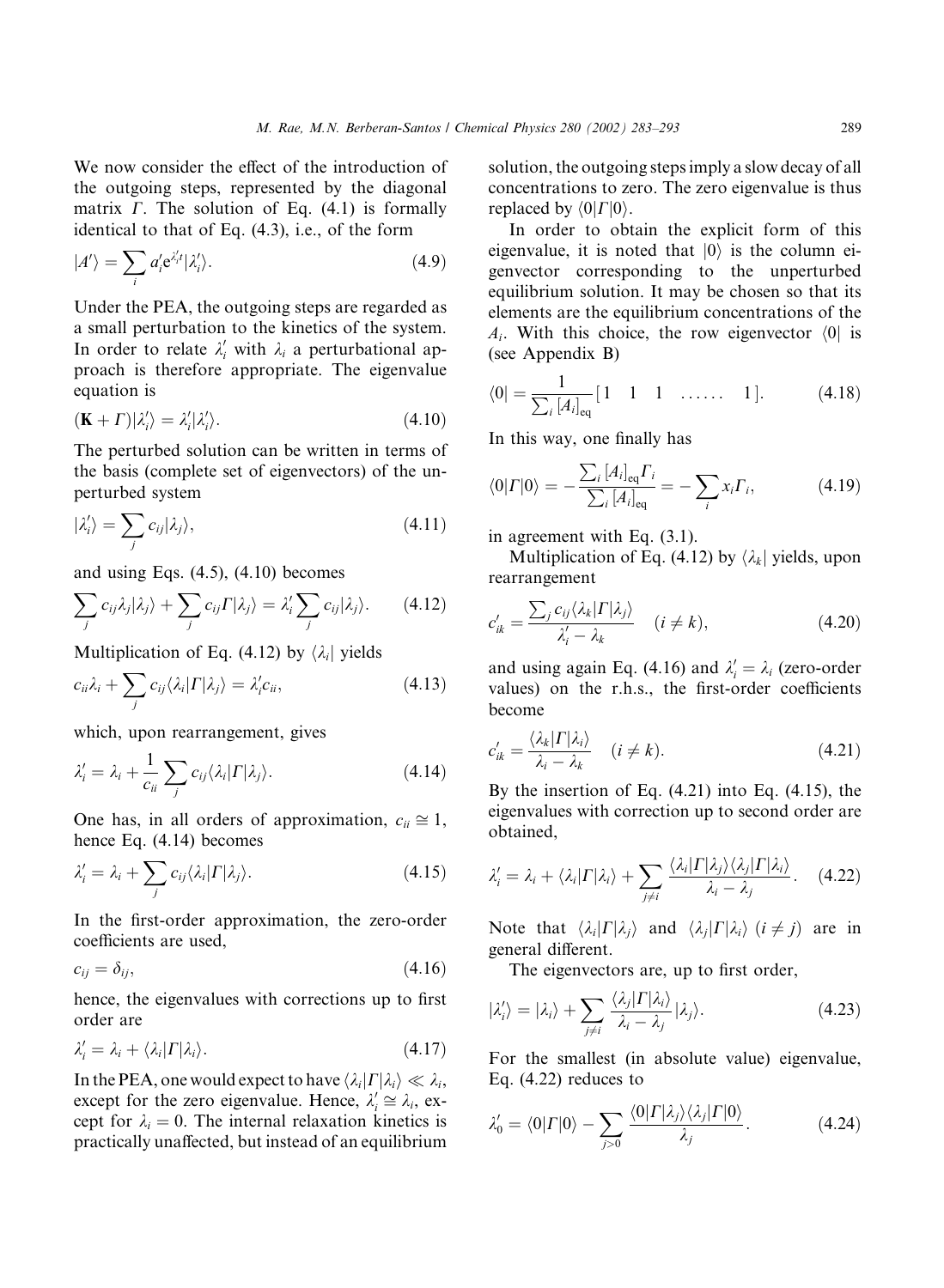We now consider the effect of the introduction of the outgoing steps, represented by the diagonal matrix $\Gamma$. The solution of Eq. (4.1) is formally identical to that of Eq. (4.3), i.e., of the form

$$|A'\rangle = \sum_i a_i' e^{\lambda_i' t} |\lambda_i'\rangle. \tag{4.9}$$

Under the PEA, the outgoing steps are regarded as a small perturbation to the kinetics of the system. In order to relate $\lambda_i'$ with $\lambda_i$ a perturbational approach is therefore appropriate. The eigenvalue equation is

$$(\mathbf{K} + \Gamma)|\lambda_i'\rangle = \lambda_i' |\lambda_i'\rangle. \tag{4.10}$$

The perturbed solution can be written in terms of the basis (complete set of eigenvectors) of the unperturbed system

$$|\lambda_i'\rangle = \sum_j c_{ij} |\lambda_j\rangle, \tag{4.11}$$

and using Eqs. (4.5), (4.10) becomes

$$\sum_j c_{ij}\lambda_j|\lambda_j\rangle + \sum_j c_{ij}\Gamma|\lambda_j\rangle = \lambda_i' \sum_j c_{ij}|\lambda_j\rangle. \tag{4.12}$$

Multiplication of Eq. (4.12) by $\langle\lambda_i|$ yields

$$c_{ii}\lambda_i + \sum_j c_{ij}\langle\lambda_i|\Gamma|\lambda_j\rangle = \lambda_i' c_{ii}, \tag{4.13}$$

which, upon rearrangement, gives

$$\lambda_i' = \lambda_i + \frac{1}{c_{ii}} \sum_j c_{ij}\langle\lambda_i|\Gamma|\lambda_j\rangle. \tag{4.14}$$

One has, in all orders of approximation, $c_{ii} \cong 1$, hence Eq. (4.14) becomes

$$\lambda_i' = \lambda_i + \sum_j c_{ij}\langle\lambda_i|\Gamma|\lambda_j\rangle. \tag{4.15}$$

In the first-order approximation, the zero-order coefficients are used,

$$c_{ij} = \delta_{ij}, \tag{4.16}$$

hence, the eigenvalues with corrections up to first order are

$$\lambda_i' = \lambda_i + \langle\lambda_i|\Gamma|\lambda_i\rangle. \tag{4.17}$$

In the PEA, one would expect to have $\langle\lambda_i|\Gamma|\lambda_i\rangle \ll \lambda_i$, except for the zero eigenvalue. Hence, $\lambda_i' \cong \lambda_i$, except for $\lambda_i = 0$. The internal relaxation kinetics is practically unaffected, but instead of an equilibrium solution, the outgoing steps imply a slow decay of all concentrations to zero. The zero eigenvalue is thus replaced by $\langle 0|\Gamma|0\rangle$.

In order to obtain the explicit form of this eigenvalue, it is noted that $|0\rangle$ is the column eigenvector corresponding to the unperturbed equilibrium solution. It may be chosen so that its elements are the equilibrium concentrations of the $A_i$. With this choice, the row eigenvector $\langle 0|$ is (see Appendix B)

$$\langle 0| = \frac{1}{\sum_i [A_i]_{\text{eq}}} [\,1 \quad 1 \quad 1 \quad \ldots\ldots \quad 1\,]. \tag{4.18}$$

In this way, one finally has

$$\langle 0|\Gamma|0\rangle = -\frac{\sum_i [A_i]_{\text{eq}}\Gamma_i}{\sum_i [A_i]_{\text{eq}}} = -\sum_i x_i \Gamma_i, \tag{4.19}$$

in agreement with Eq. (3.1).

Multiplication of Eq. (4.12) by $\langle\lambda_k|$ yields, upon rearrangement

$$c_{ik}' = \frac{\sum_j c_{ij}\langle\lambda_k|\Gamma|\lambda_j\rangle}{\lambda_i' - \lambda_k} \quad (i \neq k), \tag{4.20}$$

and using again Eq. (4.16) and $\lambda_i' = \lambda_i$ (zero-order values) on the r.h.s., the first-order coefficients become

$$c_{ik}' = \frac{\langle\lambda_k|\Gamma|\lambda_i\rangle}{\lambda_i - \lambda_k} \quad (i \neq k). \tag{4.21}$$

By the insertion of Eq. (4.21) into Eq. (4.15), the eigenvalues with correction up to second order are obtained,

$$\lambda_i' = \lambda_i + \langle\lambda_i|\Gamma|\lambda_i\rangle + \sum_{j \neq i} \frac{\langle\lambda_i|\Gamma|\lambda_j\rangle\langle\lambda_j|\Gamma|\lambda_i\rangle}{\lambda_i - \lambda_j}. \tag{4.22}$$

Note that $\langle\lambda_i|\Gamma|\lambda_j\rangle$ and $\langle\lambda_j|\Gamma|\lambda_i\rangle$ $(i \neq j)$ are in general different.

The eigenvectors are, up to first order,

$$|\lambda_i'\rangle = |\lambda_i\rangle + \sum_{j \neq i} \frac{\langle\lambda_j|\Gamma|\lambda_i\rangle}{\lambda_i - \lambda_j} |\lambda_j\rangle. \tag{4.23}$$

For the smallest (in absolute value) eigenvalue, Eq. (4.22) reduces to

$$\lambda_0' = \langle 0|\Gamma|0\rangle - \sum_{j > 0} \frac{\langle 0|\Gamma|\lambda_j\rangle\langle\lambda_j|\Gamma|0\rangle}{\lambda_j}. \tag{4.24}$$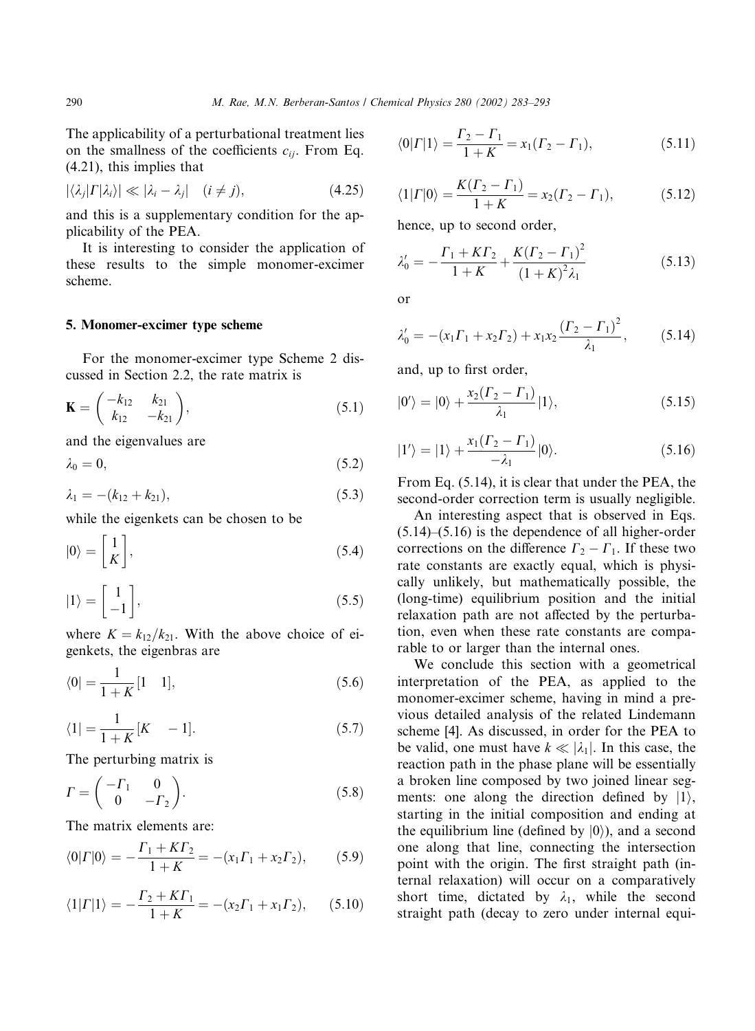The applicability of a perturbational treatment lies on the smallness of the coefficients $c_{ij}$. From Eq. (4.21), this implies that

$$|\langle\lambda_j|\Gamma|\lambda_i\rangle| \ll |\lambda_i - \lambda_j| \quad (i \neq j), \tag{4.25}$$

and this is a supplementary condition for the applicability of the PEA.

It is interesting to consider the application of these results to the simple monomer-excimer scheme.

## 5. Monomer-excimer type scheme

For the monomer-excimer type Scheme 2 discussed in Section 2.2, the rate matrix is

$$\mathbf{K} = \begin{pmatrix} -k_{12} & k_{21} \\ k_{12} & -k_{21} \end{pmatrix}, \tag{5.1}$$

and the eigenvalues are

$$\lambda_0 = 0, \tag{5.2}$$

$$\lambda_1 = -(k_{12} + k_{21}), \tag{5.3}$$

while the eigenkets can be chosen to be

$$|0\rangle = \begin{bmatrix} 1 \\ K \end{bmatrix}, \tag{5.4}$$

$$|1\rangle = \begin{bmatrix} 1 \\ -1 \end{bmatrix}, \tag{5.5}$$

where $K = k_{12}/k_{21}$. With the above choice of eigenkets, the eigenbras are

$$\langle 0| = \frac{1}{1+K}[1 \quad 1], \tag{5.6}$$

$$\langle 1| = \frac{1}{1+K}[K \quad -1]. \tag{5.7}$$

The perturbing matrix is

$$\Gamma = \begin{pmatrix} -\Gamma_1 & 0 \\ 0 & -\Gamma_2 \end{pmatrix}. \tag{5.8}$$

The matrix elements are:

$$\langle 0|\Gamma|0\rangle = -\frac{\Gamma_1 + K\Gamma_2}{1+K} = -(x_1\Gamma_1 + x_2\Gamma_2), \tag{5.9}$$

$$\langle 1|\Gamma|1\rangle = -\frac{\Gamma_2 + K\Gamma_1}{1+K} = -(x_2\Gamma_1 + x_1\Gamma_2), \tag{5.10}$$

$$\langle 0|\Gamma|1\rangle = \frac{\Gamma_2 - \Gamma_1}{1+K} = x_1(\Gamma_2 - \Gamma_1), \tag{5.11}$$

$$\langle 1|\Gamma|0\rangle = \frac{K(\Gamma_2 - \Gamma_1)}{1+K} = x_2(\Gamma_2 - \Gamma_1), \tag{5.12}$$

hence, up to second order,

$$\lambda_0' = -\frac{\Gamma_1 + K\Gamma_2}{1+K} + \frac{K(\Gamma_2 - \Gamma_1)^2}{(1+K)^2\lambda_1} \tag{5.13}$$

or

$$\lambda_0' = -(x_1\Gamma_1 + x_2\Gamma_2) + x_1x_2\frac{(\Gamma_2 - \Gamma_1)^2}{\lambda_1}, \tag{5.14}$$

and, up to first order,

$$|0'\rangle = |0\rangle + \frac{x_2(\Gamma_2 - \Gamma_1)}{\lambda_1}|1\rangle, \tag{5.15}$$

$$|1'\rangle = |1\rangle + \frac{x_1(\Gamma_2 - \Gamma_1)}{-\lambda_1}|0\rangle. \tag{5.16}$$

From Eq. (5.14), it is clear that under the PEA, the second-order correction term is usually negligible.

An interesting aspect that is observed in Eqs. (5.14)–(5.16) is the dependence of all higher-order corrections on the difference $\Gamma_2 - \Gamma_1$. If these two rate constants are exactly equal, which is physically unlikely, but mathematically possible, the (long-time) equilibrium position and the initial relaxation path are not affected by the perturbation, even when these rate constants are comparable to or larger than the internal ones.

We conclude this section with a geometrical interpretation of the PEA, as applied to the monomer-excimer scheme, having in mind a previous detailed analysis of the related Lindemann scheme [4]. As discussed, in order for the PEA to be valid, one must have $k \ll |\lambda_1|$. In this case, the reaction path in the phase plane will be essentially a broken line composed by two joined linear segments: one along the direction defined by $|1\rangle$, starting in the initial composition and ending at the equilibrium line (defined by $|0\rangle$), and a second one along that line, connecting the intersection point with the origin. The first straight path (internal relaxation) will occur on a comparatively short time, dictated by $\lambda_1$, while the second straight path (decay to zero under internal equi-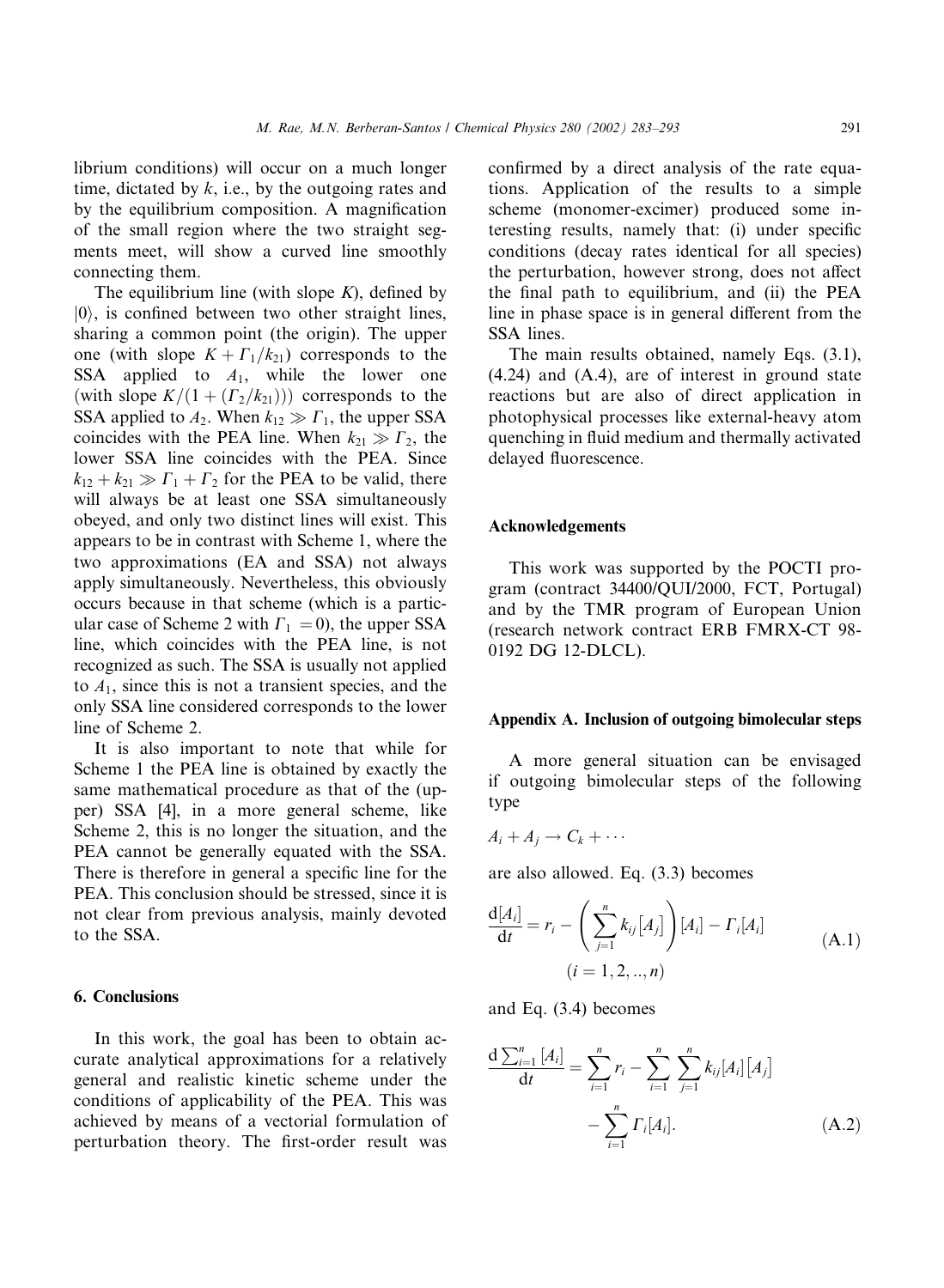librium conditions) will occur on a much longer time, dictated by $k$, i.e., by the outgoing rates and by the equilibrium composition. A magnification of the small region where the two straight segments meet, will show a curved line smoothly connecting them.

The equilibrium line (with slope $K$), defined by $|0\rangle$, is confined between two other straight lines, sharing a common point (the origin). The upper one (with slope $K + \Gamma_1/k_{21}$) corresponds to the SSA applied to $A_1$, while the lower one (with slope $K/(1 + (\Gamma_2/k_{21})))$ corresponds to the SSA applied to $A_2$. When $k_{12} \gg \Gamma_1$, the upper SSA coincides with the PEA line. When $k_{21} \gg \Gamma_2$, the lower SSA line coincides with the PEA. Since $k_{12} + k_{21} \gg \Gamma_1 + \Gamma_2$ for the PEA to be valid, there will always be at least one SSA simultaneously obeyed, and only two distinct lines will exist. This appears to be in contrast with Scheme 1, where the two approximations (EA and SSA) not always apply simultaneously. Nevertheless, this obviously occurs because in that scheme (which is a particular case of Scheme 2 with $\Gamma_1 = 0$), the upper SSA line, which coincides with the PEA line, is not recognized as such. The SSA is usually not applied to $A_1$, since this is not a transient species, and the only SSA line considered corresponds to the lower line of Scheme 2.

It is also important to note that while for Scheme 1 the PEA line is obtained by exactly the same mathematical procedure as that of the (upper) SSA [4], in a more general scheme, like Scheme 2, this is no longer the situation, and the PEA cannot be generally equated with the SSA. There is therefore in general a specific line for the PEA. This conclusion should be stressed, since it is not clear from previous analysis, mainly devoted to the SSA.

## 6. Conclusions

In this work, the goal has been to obtain accurate analytical approximations for a relatively general and realistic kinetic scheme under the conditions of applicability of the PEA. This was achieved by means of a vectorial formulation of perturbation theory. The first-order result was confirmed by a direct analysis of the rate equations. Application of the results to a simple scheme (monomer-excimer) produced some interesting results, namely that: (i) under specific conditions (decay rates identical for all species) the perturbation, however strong, does not affect the final path to equilibrium, and (ii) the PEA line in phase space is in general different from the SSA lines.

The main results obtained, namely Eqs. (3.1), (4.24) and (A.4), are of interest in ground state reactions but are also of direct application in photophysical processes like external-heavy atom quenching in fluid medium and thermally activated delayed fluorescence.

## Acknowledgements

This work was supported by the POCTI program (contract 34400/QUI/2000, FCT, Portugal) and by the TMR program of European Union (research network contract ERB FMRX-CT 98-0192 DG 12-DLCL).

## Appendix A. Inclusion of outgoing bimolecular steps

A more general situation can be envisaged if outgoing bimolecular steps of the following type

$$A_i + A_j \rightarrow C_k + \cdots$$

are also allowed. Eq. (3.3) becomes

$$\frac{\mathrm{d}[A_i]}{\mathrm{d}t} = r_i - \left(\sum_{j=1}^{n} k_{ij}[A_j]\right)[A_i] - \Gamma_i[A_i] \qquad (i = 1, 2, .., n) \tag{A.1}$$

and Eq. (3.4) becomes

$$\frac{\mathrm{d}\sum_{i=1}^{n}[A_i]}{\mathrm{d}t} = \sum_{i=1}^{n} r_i - \sum_{i=1}^{n}\sum_{j=1}^{n} k_{ij}[A_i][A_j] - \sum_{i=1}^{n} \Gamma_i[A_i]. \tag{A.2}$$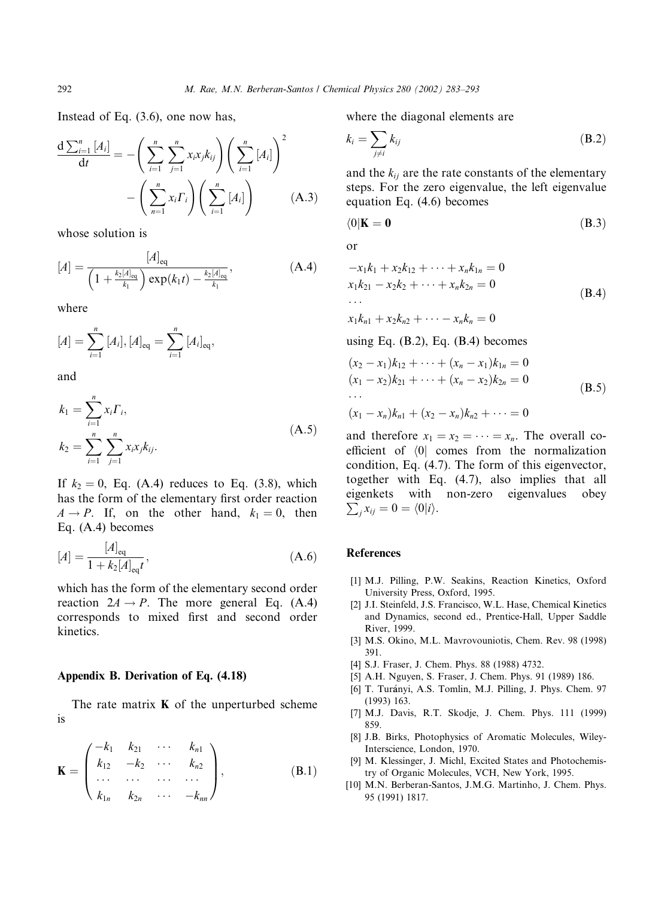Instead of Eq. (3.6), one now has,

$$\frac{\mathrm{d}\sum_{i=1}^{n}[A_i]}{\mathrm{d}t} = -\left(\sum_{i=1}^{n}\sum_{j=1}^{n}x_i x_j k_{ij}\right)\left(\sum_{i=1}^{n}[A_i]\right)^2 - \left(\sum_{n=1}^{n}x_i \Gamma_i\right)\left(\sum_{i=1}^{n}[A_i]\right) \tag{A.3}$$

whose solution is

$$[A] = \frac{[A]_{\mathrm{eq}}}{\left(1+\frac{k_2[A]_{\mathrm{eq}}}{k_1}\right)\exp(k_1 t) - \frac{k_2[A]_{\mathrm{eq}}}{k_1}}, \tag{A.4}$$

where

$$[A] = \sum_{i=1}^{n}[A_i], [A]_{\mathrm{eq}} = \sum_{i=1}^{n}[A_i]_{\mathrm{eq}},$$

and

$$k_1 = \sum_{i=1}^{n}x_i \Gamma_i, \quad k_2 = \sum_{i=1}^{n}\sum_{j=1}^{n}x_i x_j k_{ij}. \tag{A.5}$$

If $k_2 = 0$, Eq. (A.4) reduces to Eq. (3.8), which has the form of the elementary first order reaction $A \rightarrow P$. If, on the other hand, $k_1 = 0$, then Eq. (A.4) becomes

$$[A] = \frac{[A]_{\mathrm{eq}}}{1+k_2[A]_{\mathrm{eq}}t}, \tag{A.6}$$

which has the form of the elementary second order reaction $2A \rightarrow P$. The more general Eq. (A.4) corresponds to mixed first and second order kinetics.

## Appendix B. Derivation of Eq. (4.18)

The rate matrix $\mathbf{K}$ of the unperturbed scheme is

$$\mathbf{K} = \begin{pmatrix} -k_1 & k_{21} & \cdots & k_{n1} \\ k_{12} & -k_2 & \cdots & k_{n2} \\ \cdots & \cdots & \cdots & \cdots \\ k_{1n} & k_{2n} & \cdots & -k_{nn} \end{pmatrix}, \tag{B.1}$$

where the diagonal elements are

$$k_i = \sum_{j \neq i} k_{ij} \tag{B.2}$$

and the $k_{ij}$ are the rate constants of the elementary steps. For the zero eigenvalue, the left eigenvalue equation Eq. (4.6) becomes

$$\langle 0|\mathbf{K} = \mathbf{0} \tag{B.3}$$

or

$$\begin{aligned} &-x_1 k_1 + x_2 k_{12} + \cdots + x_n k_{1n} = 0 \\ &x_1 k_{21} - x_2 k_2 + \cdots + x_n k_{2n} = 0 \\ &\cdots \\ &x_1 k_{n1} + x_2 k_{n2} + \cdots - x_n k_n = 0 \end{aligned} \tag{B.4}$$

using Eq. (B.2), Eq. (B.4) becomes

$$\begin{aligned} &(x_2 - x_1)k_{12} + \cdots + (x_n - x_1)k_{1n} = 0 \\ &(x_1 - x_2)k_{21} + \cdots + (x_n - x_2)k_{2n} = 0 \\ &\cdots \\ &(x_1 - x_n)k_{n1} + (x_2 - x_n)k_{n2} + \cdots = 0 \end{aligned} \tag{B.5}$$

and therefore $x_1 = x_2 = \cdots = x_n$. The overall coefficient of $\langle 0|$ comes from the normalization condition, Eq. (4.7). The form of this eigenvector, together with Eq. (4.7), also implies that all eigenkets with non-zero eigenvalues obey $\sum_j x_{ij} = 0 = \langle 0|i\rangle$.

## References

[1] M.J. Pilling, P.W. Seakins, Reaction Kinetics, Oxford University Press, Oxford, 1995.

[2] J.I. Steinfeld, J.S. Francisco, W.L. Hase, Chemical Kinetics and Dynamics, second ed., Prentice-Hall, Upper Saddle River, 1999.

[3] M.S. Okino, M.L. Mavrovouniotis, Chem. Rev. 98 (1998) 391.

[4] S.J. Fraser, J. Chem. Phys. 88 (1988) 4732.

[5] A.H. Nguyen, S. Fraser, J. Chem. Phys. 91 (1989) 186.

[6] T. Turányi, A.S. Tomlin, M.J. Pilling, J. Phys. Chem. 97 (1993) 163.

[7] M.J. Davis, R.T. Skodje, J. Chem. Phys. 111 (1999) 859.

[8] J.B. Birks, Photophysics of Aromatic Molecules, Wiley-Interscience, London, 1970.

[9] M. Klessinger, J. Michl, Excited States and Photochemistry of Organic Molecules, VCH, New York, 1995.

[10] M.N. Berberan-Santos, J.M.G. Martinho, J. Chem. Phys. 95 (1991) 1817.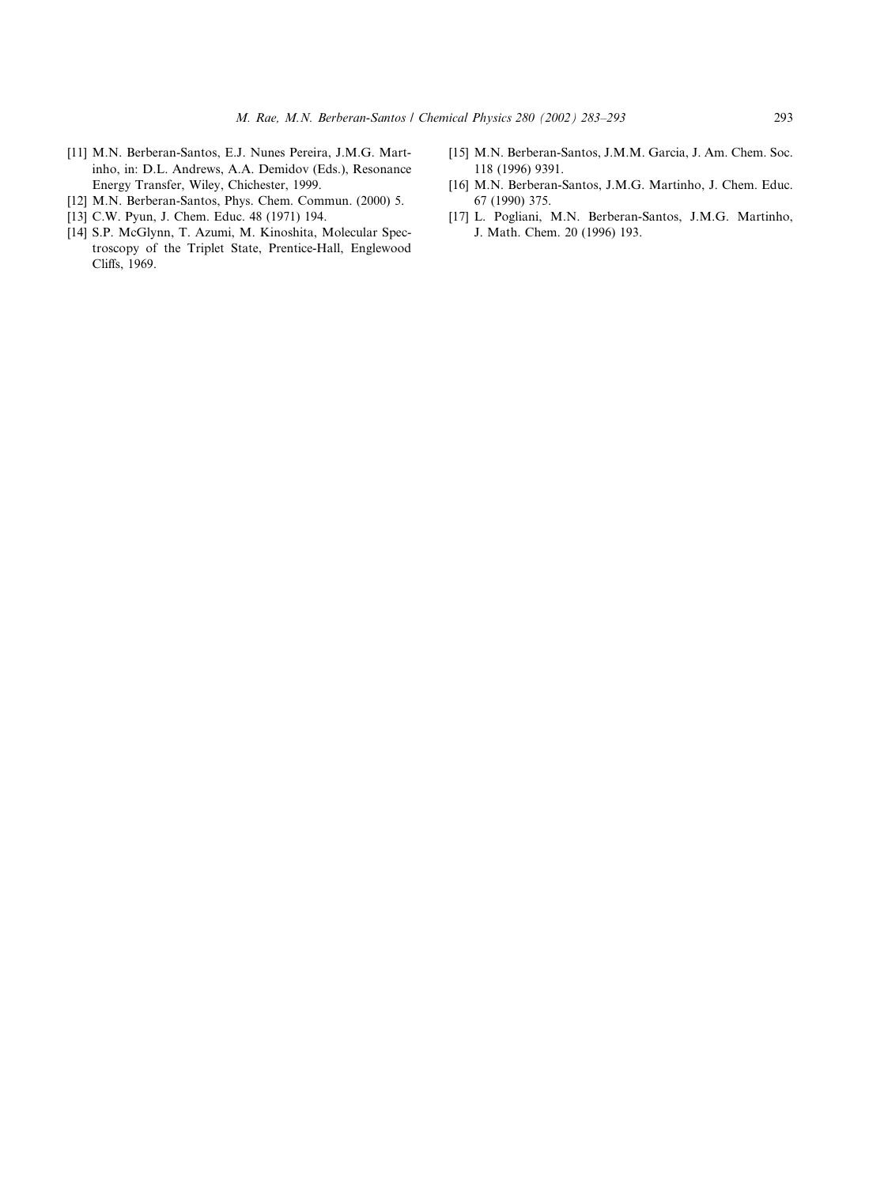[11] M.N. Berberan-Santos, E.J. Nunes Pereira, J.M.G. Martinho, in: D.L. Andrews, A.A. Demidov (Eds.), Resonance Energy Transfer, Wiley, Chichester, 1999.

[12] M.N. Berberan-Santos, Phys. Chem. Commun. (2000) 5.

[13] C.W. Pyun, J. Chem. Educ. 48 (1971) 194.

[14] S.P. McGlynn, T. Azumi, M. Kinoshita, Molecular Spectroscopy of the Triplet State, Prentice-Hall, Englewood Cliffs, 1969.

[15] M.N. Berberan-Santos, J.M.M. Garcia, J. Am. Chem. Soc. 118 (1996) 9391.

[16] M.N. Berberan-Santos, J.M.G. Martinho, J. Chem. Educ. 67 (1990) 375.

[17] L. Pogliani, M.N. Berberan-Santos, J.M.G. Martinho, J. Math. Chem. 20 (1996) 193.